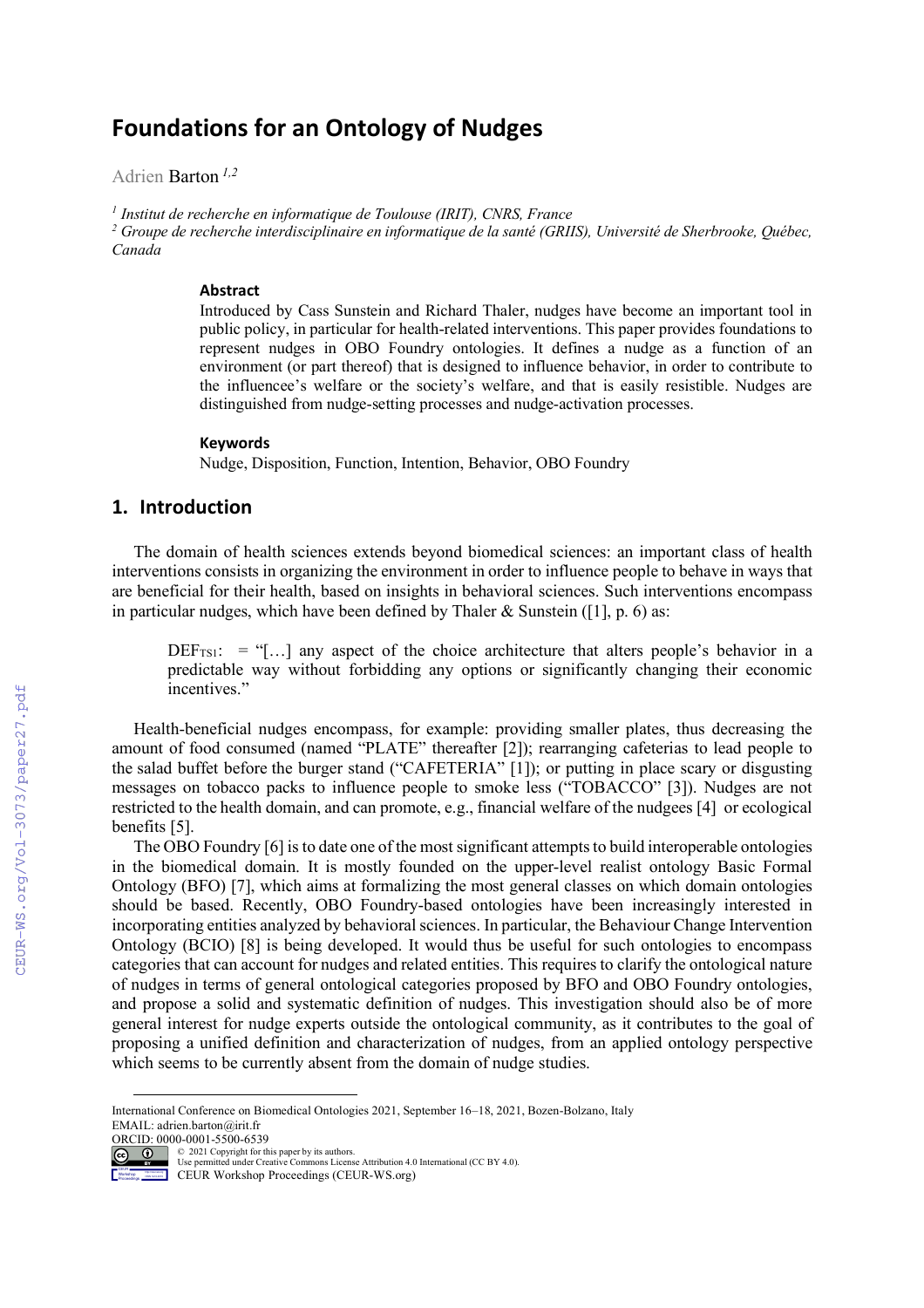# Foundations for an Ontology of Nudges

Adrien Barton [1,2]

[1] *Institut de recherche en informatique de Toulouse (IRIT), CNRS, France*
[2] *Groupe de recherche interdisciplinaire en informatique de la santé (GRIIS), Université de Sherbrooke, Québec, Canada*

### Abstract

Introduced by Cass Sunstein and Richard Thaler, nudges have become an important tool in public policy, in particular for health-related interventions. This paper provides foundations to represent nudges in OBO Foundry ontologies. It defines a nudge as a function of an environment (or part thereof) that is designed to influence behavior, in order to contribute to the influencee's welfare or the society's welfare, and that is easily resistible. Nudges are distinguished from nudge-setting processes and nudge-activation processes.

### Keywords

Nudge, Disposition, Function, Intention, Behavior, OBO Foundry

## 1. Introduction

The domain of health sciences extends beyond biomedical sciences: an important class of health interventions consists in organizing the environment in order to influence people to behave in ways that are beneficial for their health, based on insights in behavioral sciences. Such interventions encompass in particular nudges, which have been defined by Thaler & Sunstein ([1], p. 6) as:

> $DEF_{TS1}$: = "[…] any aspect of the choice architecture that alters people's behavior in a predictable way without forbidding any options or significantly changing their economic incentives."

Health-beneficial nudges encompass, for example: providing smaller plates, thus decreasing the amount of food consumed (named "PLATE" thereafter [2]); rearranging cafeterias to lead people to the salad buffet before the burger stand ("CAFETERIA" [1]); or putting in place scary or disgusting messages on tobacco packs to influence people to smoke less ("TOBACCO" [3]). Nudges are not restricted to the health domain, and can promote, e.g., financial welfare of the nudgees [4] or ecological benefits [5].

The OBO Foundry [6] is to date one of the most significant attempts to build interoperable ontologies in the biomedical domain. It is mostly founded on the upper-level realist ontology Basic Formal Ontology (BFO) [7], which aims at formalizing the most general classes on which domain ontologies should be based. Recently, OBO Foundry-based ontologies have been increasingly interested in incorporating entities analyzed by behavioral sciences. In particular, the Behaviour Change Intervention Ontology (BCIO) [8] is being developed. It would thus be useful for such ontologies to encompass categories that can account for nudges and related entities. This requires to clarify the ontological nature of nudges in terms of general ontological categories proposed by BFO and OBO Foundry ontologies, and propose a solid and systematic definition of nudges. This investigation should also be of more general interest for nudge experts outside the ontological community, as it contributes to the goal of proposing a unified definition and characterization of nudges, from an applied ontology perspective which seems to be currently absent from the domain of nudge studies.

International Conference on Biomedical Ontologies 2021, September 16–18, 2021, Bozen-Bolzano, Italy
EMAIL: adrien.barton@irit.fr
ORCID: 0000-0001-5500-6539
© 2021 Copyright for this paper by its authors.
Use permitted under Creative Commons License Attribution 4.0 International (CC BY 4.0).
CEUR Workshop Proceedings (CEUR-WS.org)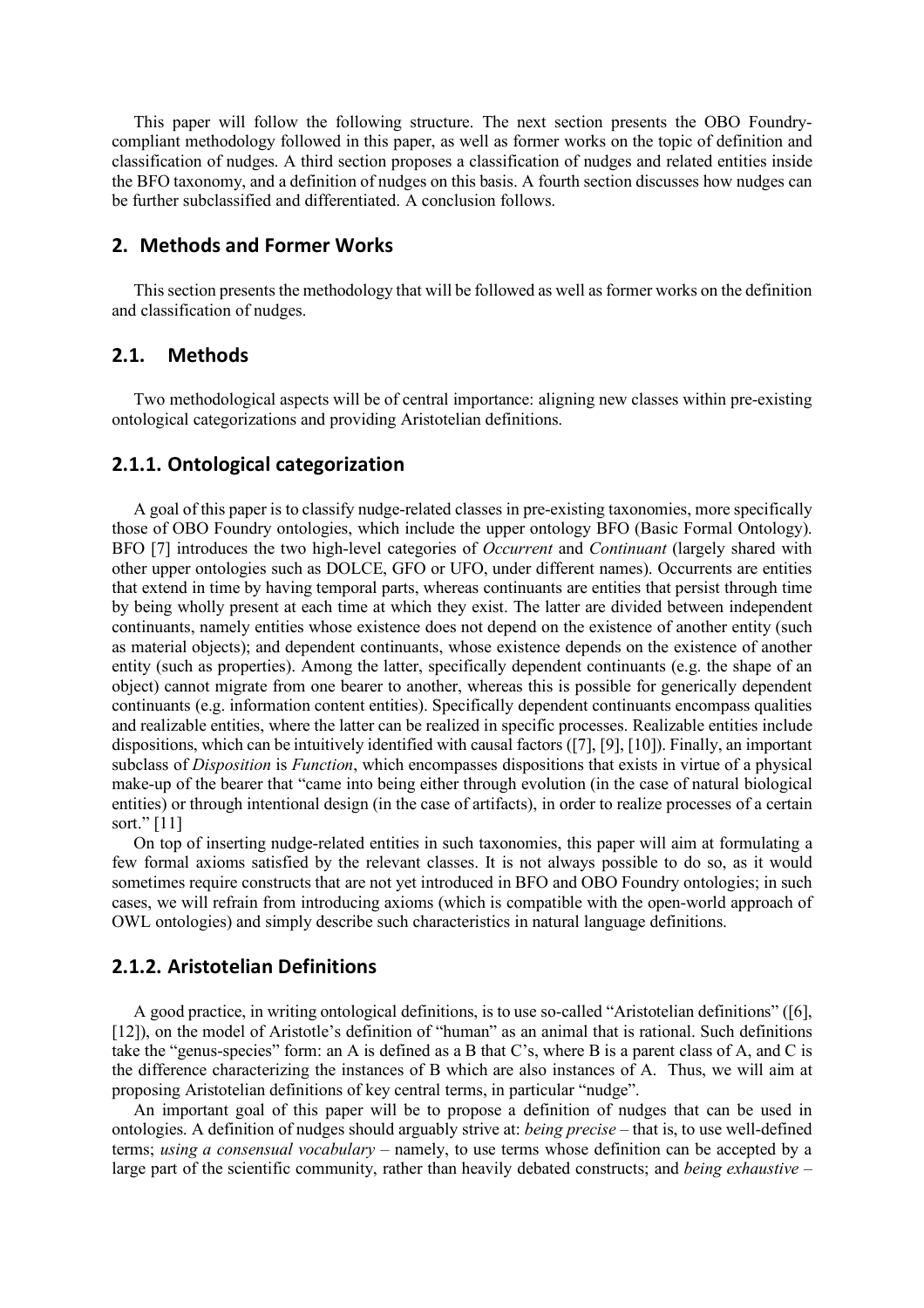This paper will follow the following structure. The next section presents the OBO Foundry-compliant methodology followed in this paper, as well as former works on the topic of definition and classification of nudges. A third section proposes a classification of nudges and related entities inside the BFO taxonomy, and a definition of nudges on this basis. A fourth section discusses how nudges can be further subclassified and differentiated. A conclusion follows.

## 2. Methods and Former Works

This section presents the methodology that will be followed as well as former works on the definition and classification of nudges.

## 2.1. Methods

Two methodological aspects will be of central importance: aligning new classes within pre-existing ontological categorizations and providing Aristotelian definitions.

### 2.1.1. Ontological categorization

A goal of this paper is to classify nudge-related classes in pre-existing taxonomies, more specifically those of OBO Foundry ontologies, which include the upper ontology BFO (Basic Formal Ontology). BFO [7] introduces the two high-level categories of *Occurrent* and *Continuant* (largely shared with other upper ontologies such as DOLCE, GFO or UFO, under different names). Occurrents are entities that extend in time by having temporal parts, whereas continuants are entities that persist through time by being wholly present at each time at which they exist. The latter are divided between independent continuants, namely entities whose existence does not depend on the existence of another entity (such as material objects); and dependent continuants, whose existence depends on the existence of another entity (such as properties). Among the latter, specifically dependent continuants (e.g. the shape of an object) cannot migrate from one bearer to another, whereas this is possible for generically dependent continuants (e.g. information content entities). Specifically dependent continuants encompass qualities and realizable entities, where the latter can be realized in specific processes. Realizable entities include dispositions, which can be intuitively identified with causal factors ([7], [9], [10]). Finally, an important subclass of *Disposition* is *Function*, which encompasses dispositions that exists in virtue of a physical make-up of the bearer that "came into being either through evolution (in the case of natural biological entities) or through intentional design (in the case of artifacts), in order to realize processes of a certain sort." [11]

On top of inserting nudge-related entities in such taxonomies, this paper will aim at formulating a few formal axioms satisfied by the relevant classes. It is not always possible to do so, as it would sometimes require constructs that are not yet introduced in BFO and OBO Foundry ontologies; in such cases, we will refrain from introducing axioms (which is compatible with the open-world approach of OWL ontologies) and simply describe such characteristics in natural language definitions.

### 2.1.2. Aristotelian Definitions

A good practice, in writing ontological definitions, is to use so-called "Aristotelian definitions" ([6], [12]), on the model of Aristotle's definition of "human" as an animal that is rational. Such definitions take the "genus-species" form: an A is defined as a B that C's, where B is a parent class of A, and C is the difference characterizing the instances of B which are also instances of A. Thus, we will aim at proposing Aristotelian definitions of key central terms, in particular "nudge".

An important goal of this paper will be to propose a definition of nudges that can be used in ontologies. A definition of nudges should arguably strive at: *being precise* – that is, to use well-defined terms; *using a consensual vocabulary* – namely, to use terms whose definition can be accepted by a large part of the scientific community, rather than heavily debated constructs; and *being exhaustive* –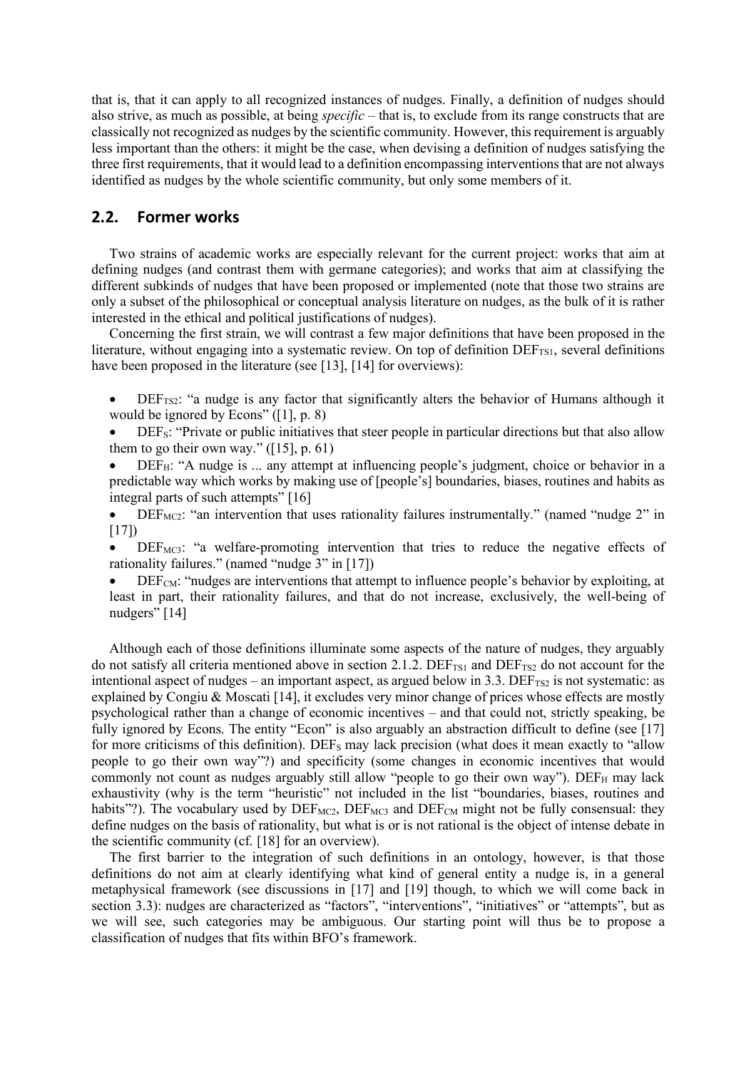that is, that it can apply to all recognized instances of nudges. Finally, a definition of nudges should also strive, as much as possible, at being *specific* – that is, to exclude from its range constructs that are classically not recognized as nudges by the scientific community. However, this requirement is arguably less important than the others: it might be the case, when devising a definition of nudges satisfying the three first requirements, that it would lead to a definition encompassing interventions that are not always identified as nudges by the whole scientific community, but only some members of it.

## 2.2. Former works

Two strains of academic works are especially relevant for the current project: works that aim at defining nudges (and contrast them with germane categories); and works that aim at classifying the different subkinds of nudges that have been proposed or implemented (note that those two strains are only a subset of the philosophical or conceptual analysis literature on nudges, as the bulk of it is rather interested in the ethical and political justifications of nudges).

Concerning the first strain, we will contrast a few major definitions that have been proposed in the literature, without engaging into a systematic review. On top of definition $DEF_{TS1}$, several definitions have been proposed in the literature (see [13], [14] for overviews):

- $DEF_{TS2}$: "a nudge is any factor that significantly alters the behavior of Humans although it would be ignored by Econs" ([1], p. 8)
- $DEF_{S}$: "Private or public initiatives that steer people in particular directions but that also allow them to go their own way." ([15], p. 61)
- $DEF_{H}$: "A nudge is ... any attempt at influencing people's judgment, choice or behavior in a predictable way which works by making use of [people's] boundaries, biases, routines and habits as integral parts of such attempts" [16]
- $DEF_{MC2}$: "an intervention that uses rationality failures instrumentally." (named "nudge 2" in [17])
- $DEF_{MC3}$: "a welfare-promoting intervention that tries to reduce the negative effects of rationality failures." (named "nudge 3" in [17])
- $DEF_{CM}$: "nudges are interventions that attempt to influence people's behavior by exploiting, at least in part, their rationality failures, and that do not increase, exclusively, the well-being of nudgers" [14]

Although each of those definitions illuminate some aspects of the nature of nudges, they arguably do not satisfy all criteria mentioned above in section 2.1.2. $DEF_{TS1}$ and $DEF_{TS2}$ do not account for the intentional aspect of nudges – an important aspect, as argued below in 3.3. $DEF_{TS2}$ is not systematic: as explained by Congiu & Moscati [14], it excludes very minor change of prices whose effects are mostly psychological rather than a change of economic incentives – and that could not, strictly speaking, be fully ignored by Econs. The entity "Econ" is also arguably an abstraction difficult to define (see [17] for more criticisms of this definition). $DEF_{S}$ may lack precision (what does it mean exactly to "allow people to go their own way"?) and specificity (some changes in economic incentives that would commonly not count as nudges arguably still allow "people to go their own way"). $DEF_{H}$ may lack exhaustivity (why is the term "heuristic" not included in the list "boundaries, biases, routines and habits"?). The vocabulary used by $DEF_{MC2}$, $DEF_{MC3}$ and $DEF_{CM}$ might not be fully consensual: they define nudges on the basis of rationality, but what is or is not rational is the object of intense debate in the scientific community (cf. [18] for an overview).

The first barrier to the integration of such definitions in an ontology, however, is that those definitions do not aim at clearly identifying what kind of general entity a nudge is, in a general metaphysical framework (see discussions in [17] and [19] though, to which we will come back in section 3.3): nudges are characterized as "factors", "interventions", "initiatives" or "attempts", but as we will see, such categories may be ambiguous. Our starting point will thus be to propose a classification of nudges that fits within BFO's framework.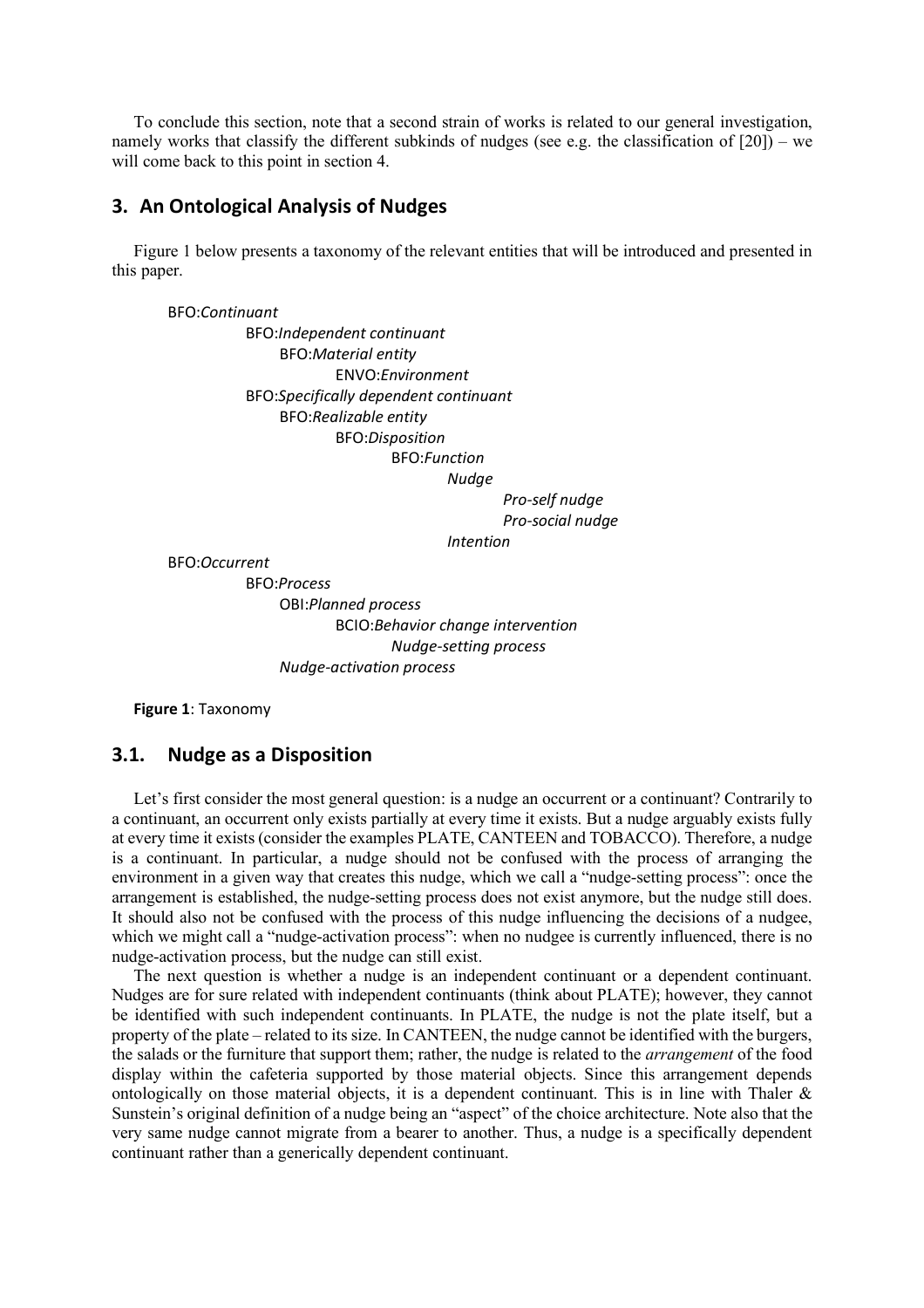To conclude this section, note that a second strain of works is related to our general investigation, namely works that classify the different subkinds of nudges (see e.g. the classification of [20]) – we will come back to this point in section 4.

## 3. An Ontological Analysis of Nudges

Figure 1 below presents a taxonomy of the relevant entities that will be introduced and presented in this paper.

- BFO:*Continuant*
  - BFO:*Independent continuant*
    - BFO:*Material entity*
      - ENVO:*Environment*
  - BFO:*Specifically dependent continuant*
    - BFO:*Realizable entity*
      - BFO:*Disposition*
        - BFO:*Function*
          - *Nudge*
            - *Pro-self nudge*
            - *Pro-social nudge*
          - *Intention*
- BFO:*Occurrent*
  - BFO:*Process*
    - OBI:*Planned process*
      - BCIO:*Behavior change intervention*
        - *Nudge-setting process*
    - *Nudge-activation process*

**Figure 1**: Taxonomy

### 3.1. Nudge as a Disposition

Let's first consider the most general question: is a nudge an occurrent or a continuant? Contrarily to a continuant, an occurrent only exists partially at every time it exists. But a nudge arguably exists fully at every time it exists (consider the examples PLATE, CANTEEN and TOBACCO). Therefore, a nudge is a continuant. In particular, a nudge should not be confused with the process of arranging the environment in a given way that creates this nudge, which we call a "nudge-setting process": once the arrangement is established, the nudge-setting process does not exist anymore, but the nudge still does. It should also not be confused with the process of this nudge influencing the decisions of a nudgee, which we might call a "nudge-activation process": when no nudgee is currently influenced, there is no nudge-activation process, but the nudge can still exist.

The next question is whether a nudge is an independent continuant or a dependent continuant. Nudges are for sure related with independent continuants (think about PLATE); however, they cannot be identified with such independent continuants. In PLATE, the nudge is not the plate itself, but a property of the plate – related to its size. In CANTEEN, the nudge cannot be identified with the burgers, the salads or the furniture that support them; rather, the nudge is related to the *arrangement* of the food display within the cafeteria supported by those material objects. Since this arrangement depends ontologically on those material objects, it is a dependent continuant. This is in line with Thaler & Sunstein's original definition of a nudge being an "aspect" of the choice architecture. Note also that the very same nudge cannot migrate from a bearer to another. Thus, a nudge is a specifically dependent continuant rather than a generically dependent continuant.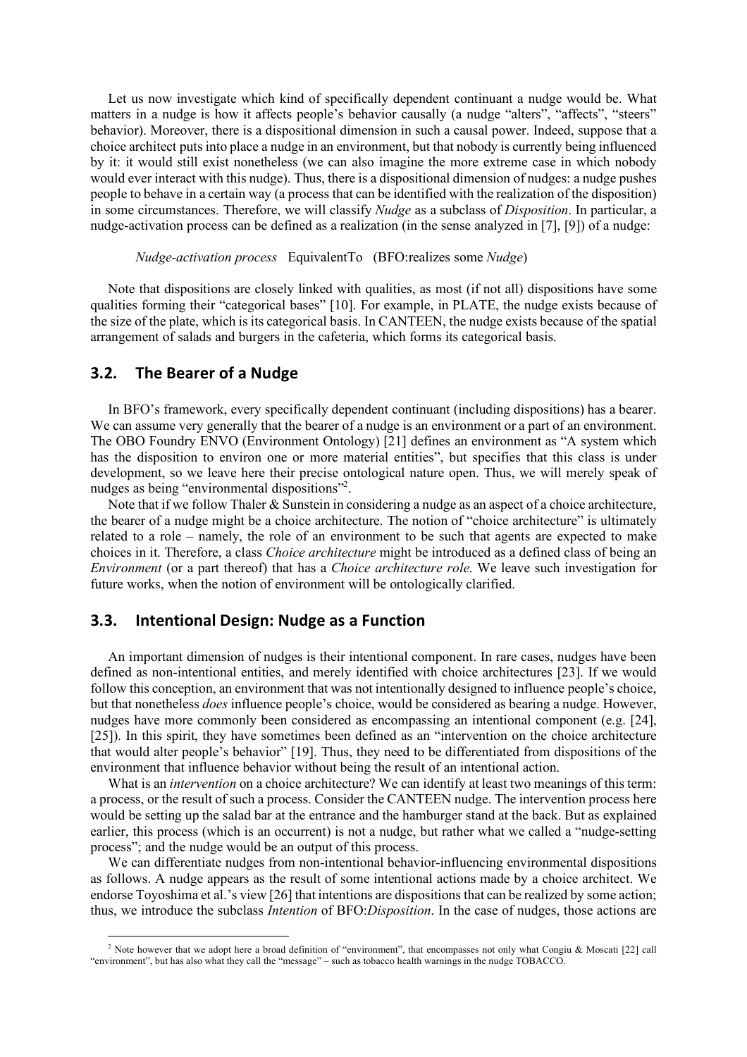Let us now investigate which kind of specifically dependent continuant a nudge would be. What matters in a nudge is how it affects people's behavior causally (a nudge "alters", "affects", "steers" behavior). Moreover, there is a dispositional dimension in such a causal power. Indeed, suppose that a choice architect puts into place a nudge in an environment, but that nobody is currently being influenced by it: it would still exist nonetheless (we can also imagine the more extreme case in which nobody would ever interact with this nudge). Thus, there is a dispositional dimension of nudges: a nudge pushes people to behave in a certain way (a process that can be identified with the realization of the disposition) in some circumstances. Therefore, we will classify *Nudge* as a subclass of *Disposition*. In particular, a nudge-activation process can be defined as a realization (in the sense analyzed in [7], [9]) of a nudge:

*Nudge-activation process* EquivalentTo (BFO:realizes some *Nudge*)

Note that dispositions are closely linked with qualities, as most (if not all) dispositions have some qualities forming their "categorical bases" [10]. For example, in PLATE, the nudge exists because of the size of the plate, which is its categorical basis. In CANTEEN, the nudge exists because of the spatial arrangement of salads and burgers in the cafeteria, which forms its categorical basis.

## 3.2. The Bearer of a Nudge

In BFO's framework, every specifically dependent continuant (including dispositions) has a bearer. We can assume very generally that the bearer of a nudge is an environment or a part of an environment. The OBO Foundry ENVO (Environment Ontology) [21] defines an environment as "A system which has the disposition to environ one or more material entities", but specifies that this class is under development, so we leave here their precise ontological nature open. Thus, we will merely speak of nudges as being "environmental dispositions"[2].

Note that if we follow Thaler & Sunstein in considering a nudge as an aspect of a choice architecture, the bearer of a nudge might be a choice architecture. The notion of "choice architecture" is ultimately related to a role – namely, the role of an environment to be such that agents are expected to make choices in it. Therefore, a class *Choice architecture* might be introduced as a defined class of being an *Environment* (or a part thereof) that has a *Choice architecture role*. We leave such investigation for future works, when the notion of environment will be ontologically clarified.

## 3.3. Intentional Design: Nudge as a Function

An important dimension of nudges is their intentional component. In rare cases, nudges have been defined as non-intentional entities, and merely identified with choice architectures [23]. If we would follow this conception, an environment that was not intentionally designed to influence people's choice, but that nonetheless *does* influence people's choice, would be considered as bearing a nudge. However, nudges have more commonly been considered as encompassing an intentional component (e.g. [24], [25]). In this spirit, they have sometimes been defined as an "intervention on the choice architecture that would alter people's behavior" [19]. Thus, they need to be differentiated from dispositions of the environment that influence behavior without being the result of an intentional action.

What is an *intervention* on a choice architecture? We can identify at least two meanings of this term: a process, or the result of such a process. Consider the CANTEEN nudge. The intervention process here would be setting up the salad bar at the entrance and the hamburger stand at the back. But as explained earlier, this process (which is an occurrent) is not a nudge, but rather what we called a "nudge-setting process"; and the nudge would be an output of this process.

We can differentiate nudges from non-intentional behavior-influencing environmental dispositions as follows. A nudge appears as the result of some intentional actions made by a choice architect. We endorse Toyoshima et al.'s view [26] that intentions are dispositions that can be realized by some action; thus, we introduce the subclass *Intention* of BFO:*Disposition*. In the case of nudges, those actions are

[2] Note however that we adopt here a broad definition of "environment", that encompasses not only what Congiu & Moscati [22] call "environment", but has also what they call the "message" – such as tobacco health warnings in the nudge TOBACCO.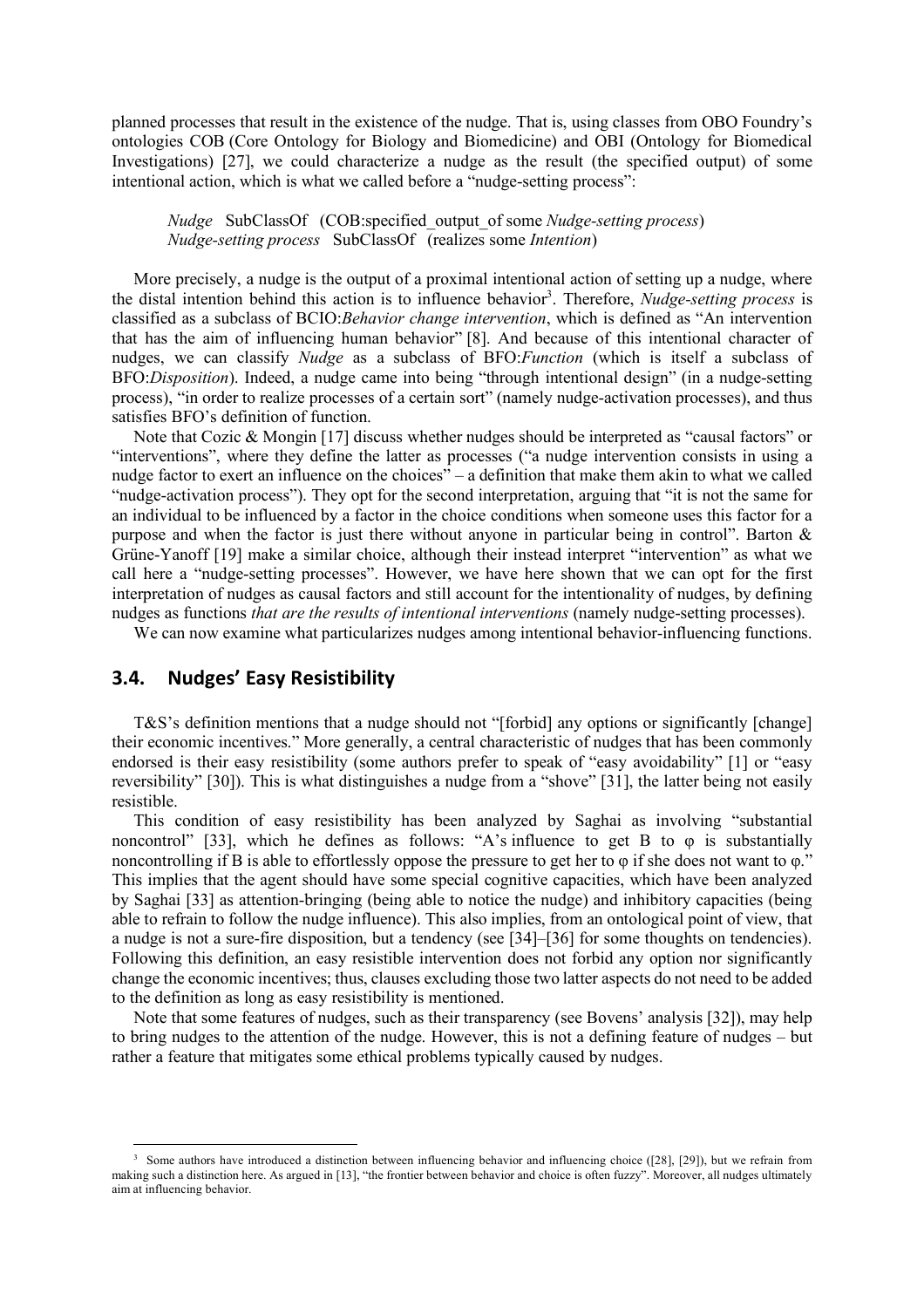planned processes that result in the existence of the nudge. That is, using classes from OBO Foundry's ontologies COB (Core Ontology for Biology and Biomedicine) and OBI (Ontology for Biomedical Investigations) [27], we could characterize a nudge as the result (the specified output) of some intentional action, which is what we called before a "nudge-setting process":

> *Nudge* SubClassOf (COB:specified_output_of some *Nudge-setting process*)
> *Nudge-setting process* SubClassOf (realizes some *Intention*)

More precisely, a nudge is the output of a proximal intentional action of setting up a nudge, where the distal intention behind this action is to influence behavior[3]. Therefore, *Nudge-setting process* is classified as a subclass of BCIO:*Behavior change intervention*, which is defined as "An intervention that has the aim of influencing human behavior" [8]. And because of this intentional character of nudges, we can classify *Nudge* as a subclass of BFO:*Function* (which is itself a subclass of BFO:*Disposition*). Indeed, a nudge came into being "through intentional design" (in a nudge-setting process), "in order to realize processes of a certain sort" (namely nudge-activation processes), and thus satisfies BFO's definition of function.

Note that Cozic & Mongin [17] discuss whether nudges should be interpreted as "causal factors" or "interventions", where they define the latter as processes ("a nudge intervention consists in using a nudge factor to exert an influence on the choices" – a definition that make them akin to what we called "nudge-activation process"). They opt for the second interpretation, arguing that "it is not the same for an individual to be influenced by a factor in the choice conditions when someone uses this factor for a purpose and when the factor is just there without anyone in particular being in control". Barton & Grüne-Yanoff [19] make a similar choice, although their instead interpret "intervention" as what we call here a "nudge-setting processes". However, we have here shown that we can opt for the first interpretation of nudges as causal factors and still account for the intentionality of nudges, by defining nudges as functions *that are the results of intentional interventions* (namely nudge-setting processes).

We can now examine what particularizes nudges among intentional behavior-influencing functions.

## 3.4. Nudges' Easy Resistibility

T&S's definition mentions that a nudge should not "[forbid] any options or significantly [change] their economic incentives." More generally, a central characteristic of nudges that has been commonly endorsed is their easy resistibility (some authors prefer to speak of "easy avoidability" [1] or "easy reversibility" [30]). This is what distinguishes a nudge from a "shove" [31], the latter being not easily resistible.

This condition of easy resistibility has been analyzed by Saghai as involving "substantial noncontrol" [33], which he defines as follows: "A's influence to get B to φ is substantially noncontrolling if B is able to effortlessly oppose the pressure to get her to φ if she does not want to φ." This implies that the agent should have some special cognitive capacities, which have been analyzed by Saghai [33] as attention-bringing (being able to notice the nudge) and inhibitory capacities (being able to refrain to follow the nudge influence). This also implies, from an ontological point of view, that a nudge is not a sure-fire disposition, but a tendency (see [34]–[36] for some thoughts on tendencies). Following this definition, an easy resistible intervention does not forbid any option nor significantly change the economic incentives; thus, clauses excluding those two latter aspects do not need to be added to the definition as long as easy resistibility is mentioned.

Note that some features of nudges, such as their transparency (see Bovens' analysis [32]), may help to bring nudges to the attention of the nudge. However, this is not a defining feature of nudges – but rather a feature that mitigates some ethical problems typically caused by nudges.

[3] Some authors have introduced a distinction between influencing behavior and influencing choice ([28], [29]), but we refrain from making such a distinction here. As argued in [13], "the frontier between behavior and choice is often fuzzy". Moreover, all nudges ultimately aim at influencing behavior.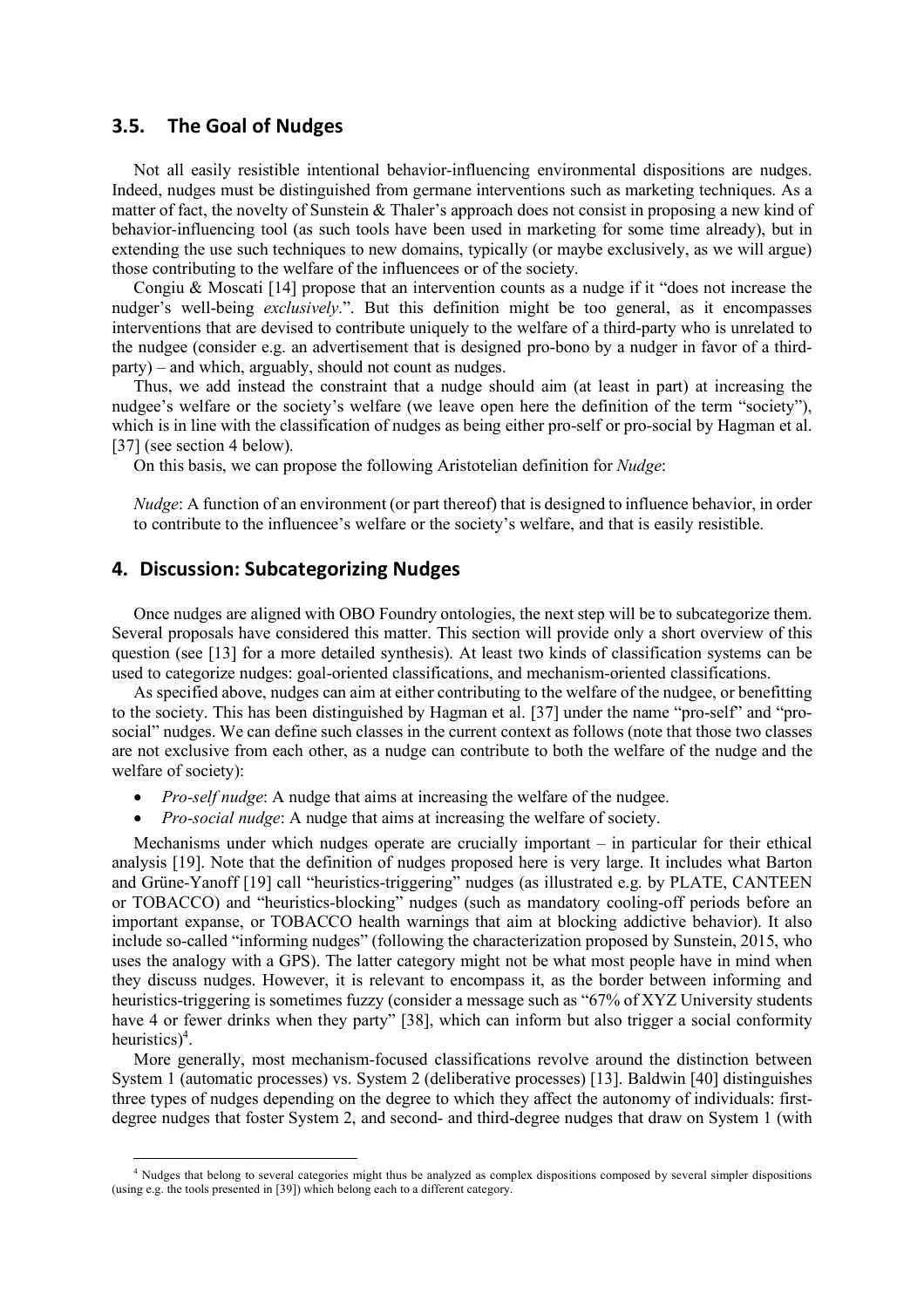### 3.5. The Goal of Nudges

Not all easily resistible intentional behavior-influencing environmental dispositions are nudges. Indeed, nudges must be distinguished from germane interventions such as marketing techniques. As a matter of fact, the novelty of Sunstein & Thaler's approach does not consist in proposing a new kind of behavior-influencing tool (as such tools have been used in marketing for some time already), but in extending the use such techniques to new domains, typically (or maybe exclusively, as we will argue) those contributing to the welfare of the influencees or of the society.

Congiu & Moscati [14] propose that an intervention counts as a nudge if it "does not increase the nudger's well-being *exclusively*.". But this definition might be too general, as it encompasses interventions that are devised to contribute uniquely to the welfare of a third-party who is unrelated to the nudgee (consider e.g. an advertisement that is designed pro-bono by a nudger in favor of a third-party) – and which, arguably, should not count as nudges.

Thus, we add instead the constraint that a nudge should aim (at least in part) at increasing the nudgee's welfare or the society's welfare (we leave open here the definition of the term "society"), which is in line with the classification of nudges as being either pro-self or pro-social by Hagman et al. [37] (see section 4 below).

On this basis, we can propose the following Aristotelian definition for *Nudge*:

*Nudge*: A function of an environment (or part thereof) that is designed to influence behavior, in order to contribute to the influencee's welfare or the society's welfare, and that is easily resistible.

## 4. Discussion: Subcategorizing Nudges

Once nudges are aligned with OBO Foundry ontologies, the next step will be to subcategorize them. Several proposals have considered this matter. This section will provide only a short overview of this question (see [13] for a more detailed synthesis). At least two kinds of classification systems can be used to categorize nudges: goal-oriented classifications, and mechanism-oriented classifications.

As specified above, nudges can aim at either contributing to the welfare of the nudgee, or benefitting to the society. This has been distinguished by Hagman et al. [37] under the name "pro-self" and "pro-social" nudges. We can define such classes in the current context as follows (note that those two classes are not exclusive from each other, as a nudge can contribute to both the welfare of the nudge and the welfare of society):

- *Pro-self nudge*: A nudge that aims at increasing the welfare of the nudgee.
- *Pro-social nudge*: A nudge that aims at increasing the welfare of society.

Mechanisms under which nudges operate are crucially important – in particular for their ethical analysis [19]. Note that the definition of nudges proposed here is very large. It includes what Barton and Grüne-Yanoff [19] call "heuristics-triggering" nudges (as illustrated e.g. by PLATE, CANTEEN or TOBACCO) and "heuristics-blocking" nudges (such as mandatory cooling-off periods before an important expanse, or TOBACCO health warnings that aim at blocking addictive behavior). It also include so-called "informing nudges" (following the characterization proposed by Sunstein, 2015, who uses the analogy with a GPS). The latter category might not be what most people have in mind when they discuss nudges. However, it is relevant to encompass it, as the border between informing and heuristics-triggering is sometimes fuzzy (consider a message such as "67% of XYZ University students have 4 or fewer drinks when they party" [38], which can inform but also trigger a social conformity heuristics)[4].

More generally, most mechanism-focused classifications revolve around the distinction between System 1 (automatic processes) vs. System 2 (deliberative processes) [13]. Baldwin [40] distinguishes three types of nudges depending on the degree to which they affect the autonomy of individuals: first-degree nudges that foster System 2, and second- and third-degree nudges that draw on System 1 (with

[4] Nudges that belong to several categories might thus be analyzed as complex dispositions composed by several simpler dispositions (using e.g. the tools presented in [39]) which belong each to a different category.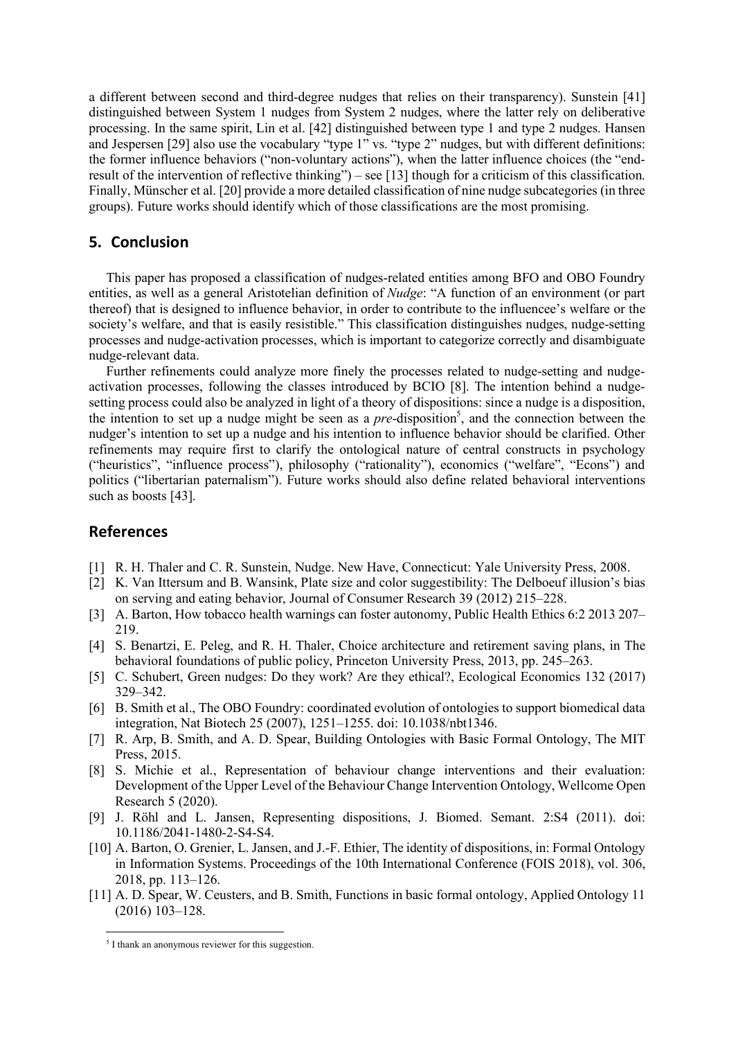a different between second and third-degree nudges that relies on their transparency). Sunstein [41] distinguished between System 1 nudges from System 2 nudges, where the latter rely on deliberative processing. In the same spirit, Lin et al. [42] distinguished between type 1 and type 2 nudges. Hansen and Jespersen [29] also use the vocabulary "type 1" vs. "type 2" nudges, but with different definitions: the former influence behaviors ("non-voluntary actions"), when the latter influence choices (the "end-result of the intervention of reflective thinking") – see [13] though for a criticism of this classification. Finally, Münscher et al. [20] provide a more detailed classification of nine nudge subcategories (in three groups). Future works should identify which of those classifications are the most promising.

## 5. Conclusion

This paper has proposed a classification of nudges-related entities among BFO and OBO Foundry entities, as well as a general Aristotelian definition of *Nudge*: "A function of an environment (or part thereof) that is designed to influence behavior, in order to contribute to the influencee's welfare or the society's welfare, and that is easily resistible." This classification distinguishes nudges, nudge-setting processes and nudge-activation processes, which is important to categorize correctly and disambiguate nudge-relevant data.

Further refinements could analyze more finely the processes related to nudge-setting and nudge-activation processes, following the classes introduced by BCIO [8]. The intention behind a nudge-setting process could also be analyzed in light of a theory of dispositions: since a nudge is a disposition, the intention to set up a nudge might be seen as a *pre*-disposition[5], and the connection between the nudger's intention to set up a nudge and his intention to influence behavior should be clarified. Other refinements may require first to clarify the ontological nature of central constructs in psychology ("heuristics", "influence process"), philosophy ("rationality"), economics ("welfare", "Econs") and politics ("libertarian paternalism"). Future works should also define related behavioral interventions such as boosts [43].

## References

[1] R. H. Thaler and C. R. Sunstein, Nudge. New Have, Connecticut: Yale University Press, 2008.

[2] K. Van Ittersum and B. Wansink, Plate size and color suggestibility: The Delboeuf illusion's bias on serving and eating behavior, Journal of Consumer Research 39 (2012) 215–228.

[3] A. Barton, How tobacco health warnings can foster autonomy, Public Health Ethics 6:2 2013 207–219.

[4] S. Benartzi, E. Peleg, and R. H. Thaler, Choice architecture and retirement saving plans, in The behavioral foundations of public policy, Princeton University Press, 2013, pp. 245–263.

[5] C. Schubert, Green nudges: Do they work? Are they ethical?, Ecological Economics 132 (2017) 329–342.

[6] B. Smith et al., The OBO Foundry: coordinated evolution of ontologies to support biomedical data integration, Nat Biotech 25 (2007), 1251–1255. doi: 10.1038/nbt1346.

[7] R. Arp, B. Smith, and A. D. Spear, Building Ontologies with Basic Formal Ontology, The MIT Press, 2015.

[8] S. Michie et al., Representation of behaviour change interventions and their evaluation: Development of the Upper Level of the Behaviour Change Intervention Ontology, Wellcome Open Research 5 (2020).

[9] J. Röhl and L. Jansen, Representing dispositions, J. Biomed. Semant. 2:S4 (2011). doi: 10.1186/2041-1480-2-S4-S4.

[10] A. Barton, O. Grenier, L. Jansen, and J.-F. Ethier, The identity of dispositions, in: Formal Ontology in Information Systems. Proceedings of the 10th International Conference (FOIS 2018), vol. 306, 2018, pp. 113–126.

[11] A. D. Spear, W. Ceusters, and B. Smith, Functions in basic formal ontology, Applied Ontology 11 (2016) 103–128.

[5] I thank an anonymous reviewer for this suggestion.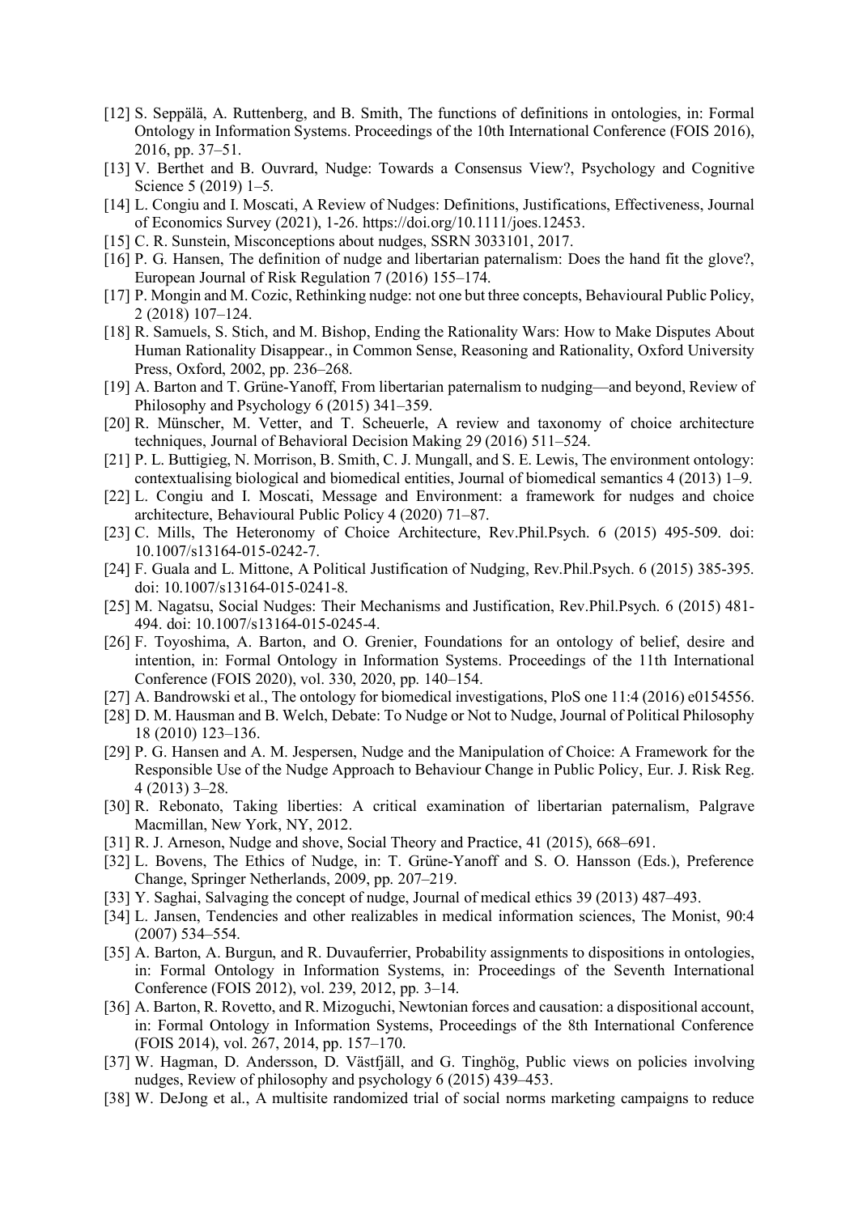[12] S. Seppälä, A. Ruttenberg, and B. Smith, The functions of definitions in ontologies, in: Formal Ontology in Information Systems. Proceedings of the 10th International Conference (FOIS 2016), 2016, pp. 37–51.

[13] V. Berthet and B. Ouvrard, Nudge: Towards a Consensus View?, Psychology and Cognitive Science 5 (2019) 1–5.

[14] L. Congiu and I. Moscati, A Review of Nudges: Definitions, Justifications, Effectiveness, Journal of Economics Survey (2021), 1-26. https://doi.org/10.1111/joes.12453.

[15] C. R. Sunstein, Misconceptions about nudges, SSRN 3033101, 2017.

[16] P. G. Hansen, The definition of nudge and libertarian paternalism: Does the hand fit the glove?, European Journal of Risk Regulation 7 (2016) 155–174.

[17] P. Mongin and M. Cozic, Rethinking nudge: not one but three concepts, Behavioural Public Policy, 2 (2018) 107–124.

[18] R. Samuels, S. Stich, and M. Bishop, Ending the Rationality Wars: How to Make Disputes About Human Rationality Disappear., in Common Sense, Reasoning and Rationality, Oxford University Press, Oxford, 2002, pp. 236–268.

[19] A. Barton and T. Grüne-Yanoff, From libertarian paternalism to nudging—and beyond, Review of Philosophy and Psychology 6 (2015) 341–359.

[20] R. Münscher, M. Vetter, and T. Scheuerle, A review and taxonomy of choice architecture techniques, Journal of Behavioral Decision Making 29 (2016) 511–524.

[21] P. L. Buttigieg, N. Morrison, B. Smith, C. J. Mungall, and S. E. Lewis, The environment ontology: contextualising biological and biomedical entities, Journal of biomedical semantics 4 (2013) 1–9.

[22] L. Congiu and I. Moscati, Message and Environment: a framework for nudges and choice architecture, Behavioural Public Policy 4 (2020) 71–87.

[23] C. Mills, The Heteronomy of Choice Architecture, Rev.Phil.Psych. 6 (2015) 495-509. doi: 10.1007/s13164-015-0242-7.

[24] F. Guala and L. Mittone, A Political Justification of Nudging, Rev.Phil.Psych. 6 (2015) 385-395. doi: 10.1007/s13164-015-0241-8.

[25] M. Nagatsu, Social Nudges: Their Mechanisms and Justification, Rev.Phil.Psych. 6 (2015) 481-494. doi: 10.1007/s13164-015-0245-4.

[26] F. Toyoshima, A. Barton, and O. Grenier, Foundations for an ontology of belief, desire and intention, in: Formal Ontology in Information Systems. Proceedings of the 11th International Conference (FOIS 2020), vol. 330, 2020, pp. 140–154.

[27] A. Bandrowski et al., The ontology for biomedical investigations, PloS one 11:4 (2016) e0154556.

[28] D. M. Hausman and B. Welch, Debate: To Nudge or Not to Nudge, Journal of Political Philosophy 18 (2010) 123–136.

[29] P. G. Hansen and A. M. Jespersen, Nudge and the Manipulation of Choice: A Framework for the Responsible Use of the Nudge Approach to Behaviour Change in Public Policy, Eur. J. Risk Reg. 4 (2013) 3–28.

[30] R. Rebonato, Taking liberties: A critical examination of libertarian paternalism, Palgrave Macmillan, New York, NY, 2012.

[31] R. J. Arneson, Nudge and shove, Social Theory and Practice, 41 (2015), 668–691.

[32] L. Bovens, The Ethics of Nudge, in: T. Grüne-Yanoff and S. O. Hansson (Eds.), Preference Change, Springer Netherlands, 2009, pp. 207–219.

[33] Y. Saghai, Salvaging the concept of nudge, Journal of medical ethics 39 (2013) 487–493.

[34] L. Jansen, Tendencies and other realizables in medical information sciences, The Monist, 90:4 (2007) 534–554.

[35] A. Barton, A. Burgun, and R. Duvauferrier, Probability assignments to dispositions in ontologies, in: Formal Ontology in Information Systems, in: Proceedings of the Seventh International Conference (FOIS 2012), vol. 239, 2012, pp. 3–14.

[36] A. Barton, R. Rovetto, and R. Mizoguchi, Newtonian forces and causation: a dispositional account, in: Formal Ontology in Information Systems, Proceedings of the 8th International Conference (FOIS 2014), vol. 267, 2014, pp. 157–170.

[37] W. Hagman, D. Andersson, D. Västfjäll, and G. Tinghög, Public views on policies involving nudges, Review of philosophy and psychology 6 (2015) 439–453.

[38] W. DeJong et al., A multisite randomized trial of social norms marketing campaigns to reduce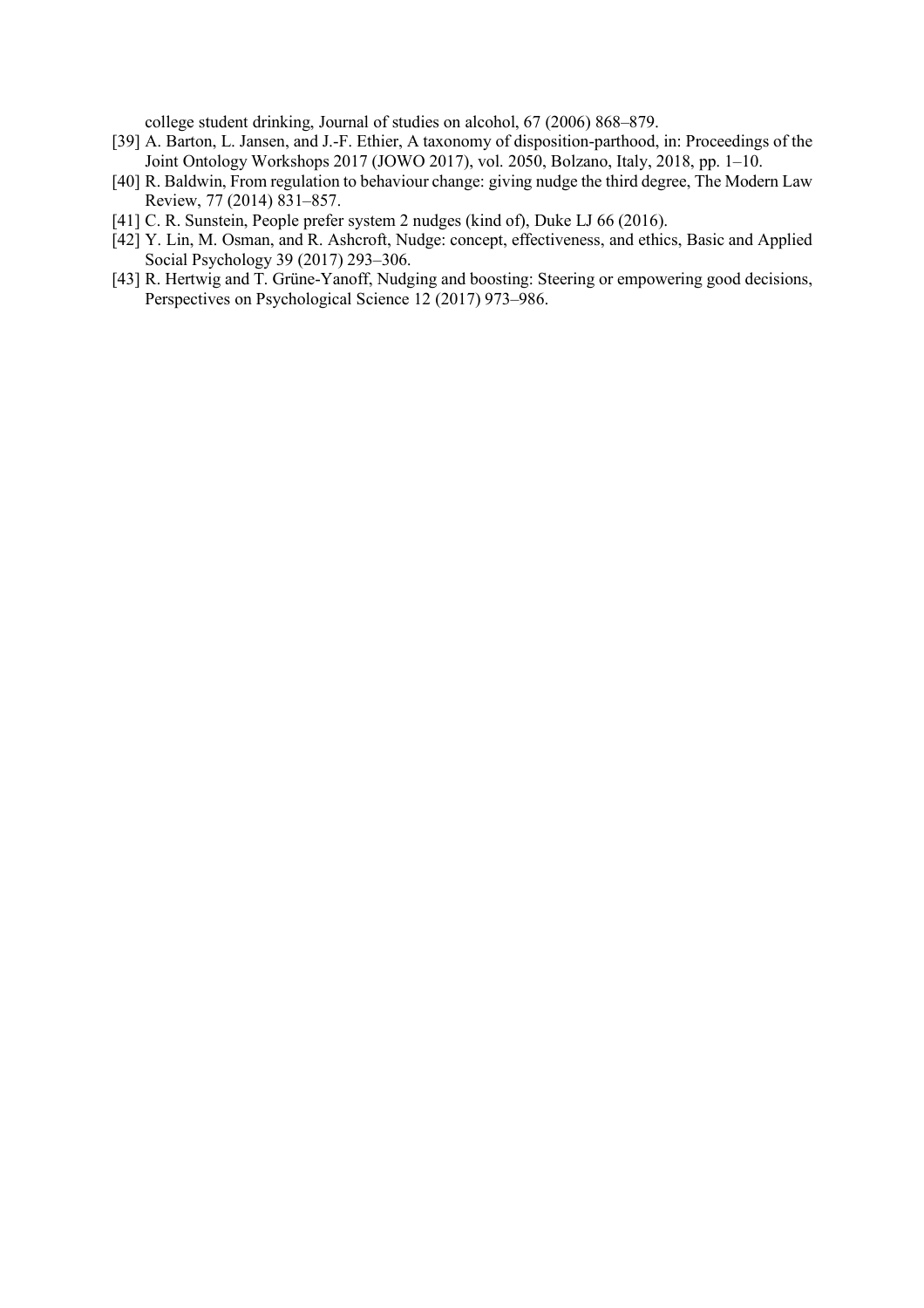college student drinking, Journal of studies on alcohol, 67 (2006) 868–879.

[39] A. Barton, L. Jansen, and J.-F. Ethier, A taxonomy of disposition-parthood, in: Proceedings of the Joint Ontology Workshops 2017 (JOWO 2017), vol. 2050, Bolzano, Italy, 2018, pp. 1–10.

[40] R. Baldwin, From regulation to behaviour change: giving nudge the third degree, The Modern Law Review, 77 (2014) 831–857.

[41] C. R. Sunstein, People prefer system 2 nudges (kind of), Duke LJ 66 (2016).

[42] Y. Lin, M. Osman, and R. Ashcroft, Nudge: concept, effectiveness, and ethics, Basic and Applied Social Psychology 39 (2017) 293–306.

[43] R. Hertwig and T. Grüne-Yanoff, Nudging and boosting: Steering or empowering good decisions, Perspectives on Psychological Science 12 (2017) 973–986.